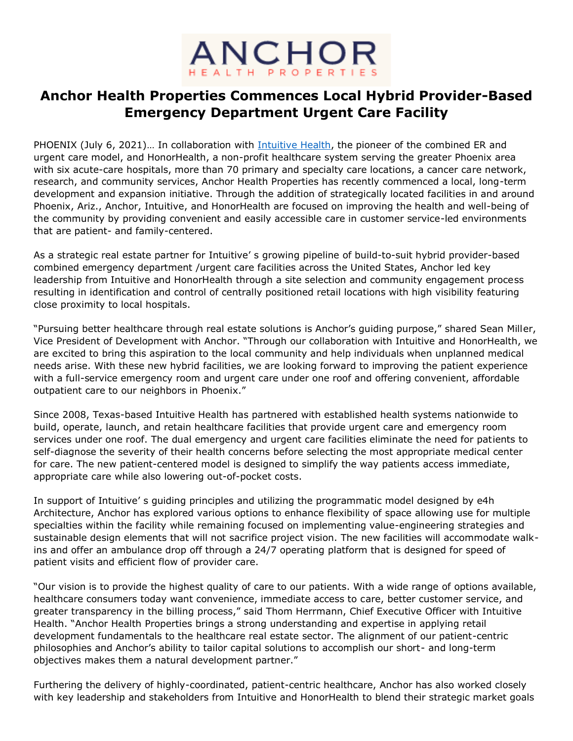# Anchor Health Properties Commences Local Hybrid Provider-Based Emergency Department Urgent Care Facility

PHOENIX (July 6, 2021)… In collaboration with [Intuitive Health](), the pioneer of the combined ER and urgent care model, and HonorHealth, a non-profit healthcare system serving the greater Phoenix area with six acute-care hospitals, more than 70 primary and specialty care locations, a cancer care network, research, and community services, Anchor Health Properties has recently commenced a local, long-term development and expansion initiative. Through the addition of strategically located facilities in and around Phoenix, Ariz., Anchor, Intuitive, and HonorHealth are focused on improving the health and well-being of the community by providing convenient and easily accessible care in customer service-led environments that are patient- and family-centered.

As a strategic real estate partner for Intuitive' s growing pipeline of build-to-suit hybrid provider-based combined emergency department /urgent care facilities across the United States, Anchor led key leadership from Intuitive and HonorHealth through a site selection and community engagement process resulting in identification and control of centrally positioned retail locations with high visibility featuring close proximity to local hospitals.

"Pursuing better healthcare through real estate solutions is Anchor's guiding purpose," shared Sean Miller, Vice President of Development with Anchor. "Through our collaboration with Intuitive and HonorHealth, we are excited to bring this aspiration to the local community and help individuals when unplanned medical needs arise. With these new hybrid facilities, we are looking forward to improving the patient experience with a full-service emergency room and urgent care under one roof and offering convenient, affordable outpatient care to our neighbors in Phoenix."

Since 2008, Texas-based Intuitive Health has partnered with established health systems nationwide to build, operate, launch, and retain healthcare facilities that provide urgent care and emergency room services under one roof. The dual emergency and urgent care facilities eliminate the need for patients to self-diagnose the severity of their health concerns before selecting the most appropriate medical center for care. The new patient-centered model is designed to simplify the way patients access immediate, appropriate care while also lowering out-of-pocket costs.

In support of Intuitive' s guiding principles and utilizing the programmatic model designed by e4h Architecture, Anchor has explored various options to enhance flexibility of space allowing use for multiple specialties within the facility while remaining focused on implementing value-engineering strategies and sustainable design elements that will not sacrifice project vision. The new facilities will accommodate walk-ins and offer an ambulance drop off through a 24/7 operating platform that is designed for speed of patient visits and efficient flow of provider care.

"Our vision is to provide the highest quality of care to our patients. With a wide range of options available, healthcare consumers today want convenience, immediate access to care, better customer service, and greater transparency in the billing process," said Thom Herrmann, Chief Executive Officer with Intuitive Health. "Anchor Health Properties brings a strong understanding and expertise in applying retail development fundamentals to the healthcare real estate sector. The alignment of our patient-centric philosophies and Anchor's ability to tailor capital solutions to accomplish our short- and long-term objectives makes them a natural development partner."

Furthering the delivery of highly-coordinated, patient-centric healthcare, Anchor has also worked closely with key leadership and stakeholders from Intuitive and HonorHealth to blend their strategic market goals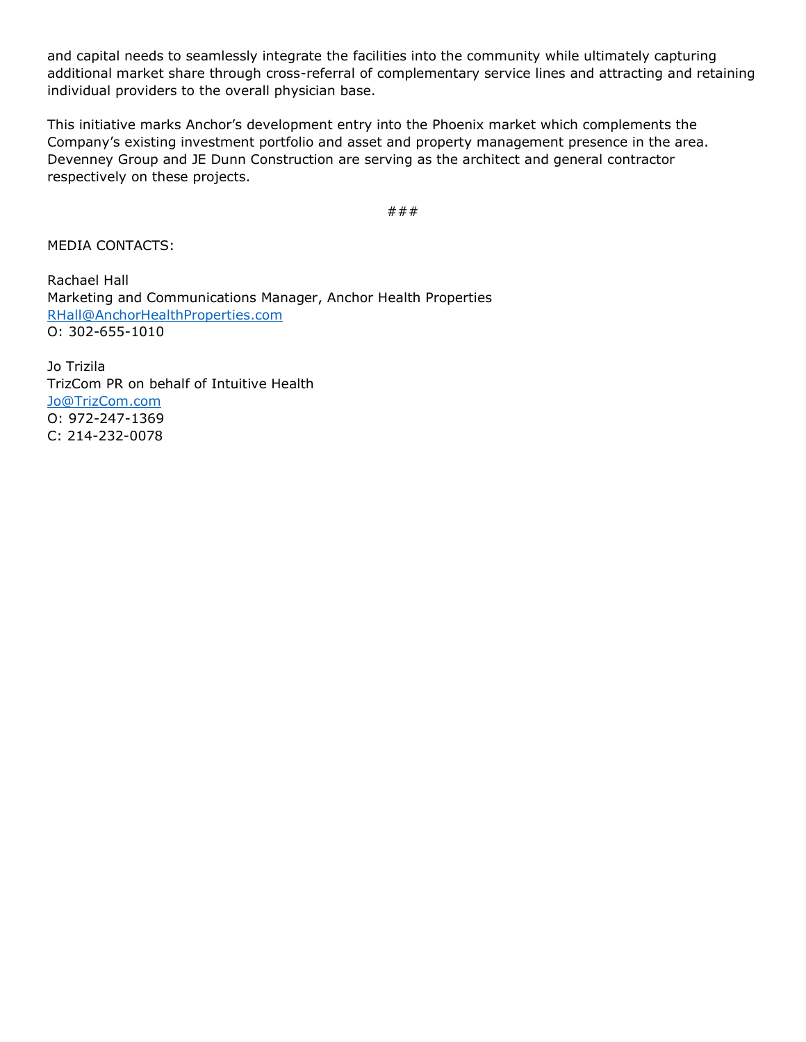and capital needs to seamlessly integrate the facilities into the community while ultimately capturing additional market share through cross-referral of complementary service lines and attracting and retaining individual providers to the overall physician base.

This initiative marks Anchor's development entry into the Phoenix market which complements the Company's existing investment portfolio and asset and property management presence in the area. Devenney Group and JE Dunn Construction are serving as the architect and general contractor respectively on these projects.

###

MEDIA CONTACTS:

Rachael Hall
Marketing and Communications Manager, Anchor Health Properties
RHall@AnchorHealthProperties.com
O: 302-655-1010

Jo Trizila
TrizCom PR on behalf of Intuitive Health
Jo@TrizCom.com
O: 972-247-1369
C: 214-232-0078